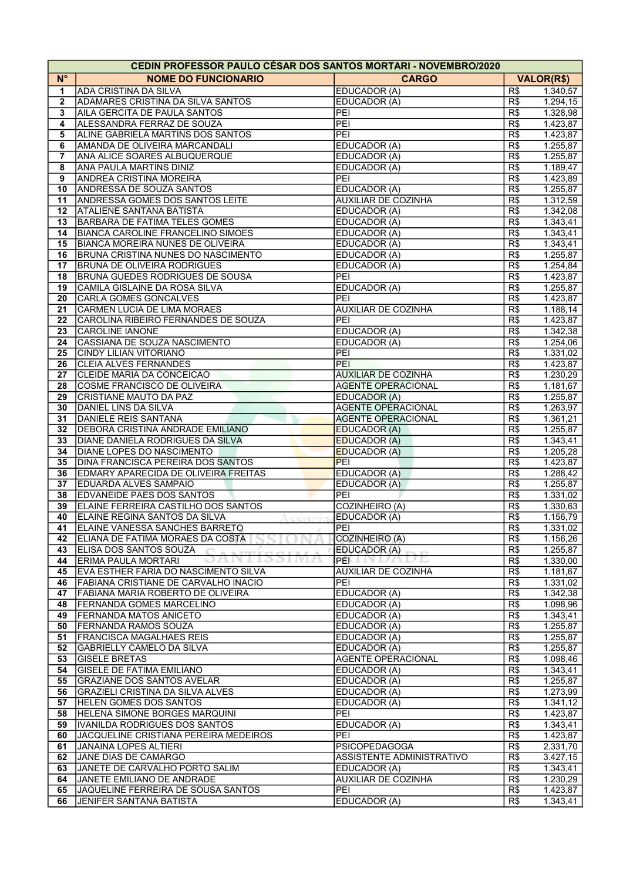| CEDIN PROFESSOR PAULO CÉSAR DOS SANTOS MORTARI - NOVEMBRO/2020 | | | |
|---|---|---|---|
| **N°** | **NOME DO FUNCIONARIO** | **CARGO** | **VALOR(R$)** |
| 1 | ADA CRISTINA DA SILVA | EDUCADOR (A) | R$ 1.340,57 |
| 2 | ADAMARES CRISTINA DA SILVA SANTOS | EDUCADOR (A) | R$ 1.294,15 |
| 3 | AILA GERCITA DE PAULA SANTOS | PEI | R$ 1.328,98 |
| 4 | ALESSANDRA FERRAZ DE SOUZA | PEI | R$ 1.423,87 |
| 5 | ALINE GABRIELA MARTINS DOS SANTOS | PEI | R$ 1.423,87 |
| 6 | AMANDA DE OLIVEIRA MARCANDALI | EDUCADOR (A) | R$ 1.255,87 |
| 7 | ANA ALICE SOARES ALBUQUERQUE | EDUCADOR (A) | R$ 1.255,87 |
| 8 | ANA PAULA MARTINS DINIZ | EDUCADOR (A) | R$ 1.189,47 |
| 9 | ANDREA CRISTINA MOREIRA | PEI | R$ 1.423,89 |
| 10 | ANDRESSA DE SOUZA SANTOS | EDUCADOR (A) | R$ 1.255,87 |
| 11 | ANDRESSA GOMES DOS SANTOS LEITE | AUXILIAR DE COZINHA | R$ 1.312,59 |
| 12 | ATALIENE SANTANA BATISTA | EDUCADOR (A) | R$ 1.342,08 |
| 13 | BARBARA DE FATIMA TELES GOMES | EDUCADOR (A) | R$ 1.343,41 |
| 14 | BIANCA CAROLINE FRANCELINO SIMOES | EDUCADOR (A) | R$ 1.343,41 |
| 15 | BIANCA MOREIRA NUNES DE OLIVEIRA | EDUCADOR (A) | R$ 1.343,41 |
| 16 | BRUNA CRISTINA NUNES DO NASCIMENTO | EDUCADOR (A) | R$ 1.255,87 |
| 17 | BRUNA DE OLIVEIRA RODRIGUES | EDUCADOR (A) | R$ 1.254,84 |
| 18 | BRUNA GUEDES RODRIGUES DE SOUSA | PEI | R$ 1.423,87 |
| 19 | CAMILA GISLAINE DA ROSA SILVA | EDUCADOR (A) | R$ 1.255,87 |
| 20 | CARLA GOMES GONCALVES | PEI | R$ 1.423,87 |
| 21 | CARMEN LUCIA DE LIMA MORAES | AUXILIAR DE COZINHA | R$ 1.188,14 |
| 22 | CAROLINA RIBEIRO FERNANDES DE SOUZA | PEI | R$ 1.423,87 |
| 23 | CAROLINE IANONE | EDUCADOR (A) | R$ 1.342,38 |
| 24 | CASSIANA DE SOUZA NASCIMENTO | EDUCADOR (A) | R$ 1.254,06 |
| 25 | CINDY LILIAN VITORIANO | PEI | R$ 1.331,02 |
| 26 | CLEIA ALVES FERNANDES | PEI | R$ 1.423,87 |
| 27 | CLEIDE MARIA DA CONCEICAO | AUXILIAR DE COZINHA | R$ 1.230,29 |
| 28 | COSME FRANCISCO DE OLIVEIRA | AGENTE OPERACIONAL | R$ 1.181,67 |
| 29 | CRISTIANE MAUTO DA PAZ | EDUCADOR (A) | R$ 1.255,87 |
| 30 | DANIEL LINS DA SILVA | AGENTE OPERACIONAL | R$ 1.263,97 |
| 31 | DANIELE REIS SANTANA | AGENTE OPERACIONAL | R$ 1.361,21 |
| 32 | DEBORA CRISTINA ANDRADE EMILIANO | EDUCADOR (A) | R$ 1.255,87 |
| 33 | DIANE DANIELA RODRIGUES DA SILVA | EDUCADOR (A) | R$ 1.343,41 |
| 34 | DIANE LOPES DO NASCIMENTO | EDUCADOR (A) | R$ 1.205,28 |
| 35 | DINA FRANCISCA PEREIRA DOS SANTOS | PEI | R$ 1.423,87 |
| 36 | EDMARY APARECIDA DE OLIVEIRA FREITAS | EDUCADOR (A) | R$ 1.288,42 |
| 37 | EDUARDA ALVES SAMPAIO | EDUCADOR (A) | R$ 1.255,87 |
| 38 | EDVANEIDE PAES DOS SANTOS | PEI | R$ 1.331,02 |
| 39 | ELAINE FERREIRA CASTILHO DOS SANTOS | COZINHEIRO (A) | R$ 1.330,63 |
| 40 | ELAINE REGINA SANTOS DA SILVA | EDUCADOR (A) | R$ 1.156,79 |
| 41 | ELAINE VANESSA SANCHES BARRETO | PEI | R$ 1.331,02 |
| 42 | ELIANA DE FATIMA MORAES DA COSTA | COZINHEIRO (A) | R$ 1.156,26 |
| 43 | ELISA DOS SANTOS SOUZA | EDUCADOR (A) | R$ 1.255,87 |
| 44 | ERIMA PAULA MORTARI | PEI | R$ 1.330,00 |
| 45 | EVA ESTHER FARIA DO NASCIMENTO SILVA | AUXILIAR DE COZINHA | R$ 1.181,67 |
| 46 | FABIANA CRISTIANE DE CARVALHO INACIO | PEI | R$ 1.331,02 |
| 47 | FABIANA MARIA ROBERTO DE OLIVEIRA | EDUCADOR (A) | R$ 1.342,38 |
| 48 | FERNANDA GOMES MARCELINO | EDUCADOR (A) | R$ 1.098,96 |
| 49 | FERNANDA MATOS ANICETO | EDUCADOR (A) | R$ 1.343,41 |
| 50 | FERNANDA RAMOS SOUZA | EDUCADOR (A) | R$ 1.255,87 |
| 51 | FRANCISCA MAGALHAES REIS | EDUCADOR (A) | R$ 1.255,87 |
| 52 | GABRIELLY CAMELO DA SILVA | EDUCADOR (A) | R$ 1.255,87 |
| 53 | GISELE BRETAS | AGENTE OPERACIONAL | R$ 1.098,46 |
| 54 | GISELE DE FATIMA EMILIANO | EDUCADOR (A) | R$ 1.343,41 |
| 55 | GRAZIANE DOS SANTOS AVELAR | EDUCADOR (A) | R$ 1.255,87 |
| 56 | GRAZIELI CRISTINA DA SILVA ALVES | EDUCADOR (A) | R$ 1.273,99 |
| 57 | HELEN GOMES DOS SANTOS | EDUCADOR (A) | R$ 1.341,12 |
| 58 | HELENA SIMONE BORGES MARQUINI | PEI | R$ 1.423,87 |
| 59 | IVANILDA RODRIGUES DOS SANTOS | EDUCADOR (A) | R$ 1.343,41 |
| 60 | JACQUELINE CRISTIANA PEREIRA MEDEIROS | PEI | R$ 1.423,87 |
| 61 | JANAINA LOPES ALTIERI | PSICOPEDAGOGA | R$ 2.331,70 |
| 62 | JANE DIAS DE CAMARGO | ASSISTENTE ADMINISTRATIVO | R$ 3.427,15 |
| 63 | JANETE DE CARVALHO PORTO SALIM | EDUCADOR (A) | R$ 1.343,41 |
| 64 | JANETE EMILIANO DE ANDRADE | AUXILIAR DE COZINHA | R$ 1.230,29 |
| 65 | JAQUELINE FERREIRA DE SOUSA SANTOS | PEI | R$ 1.423,87 |
| 66 | JENIFER SANTANA BATISTA | EDUCADOR (A) | R$ 1.343,41 |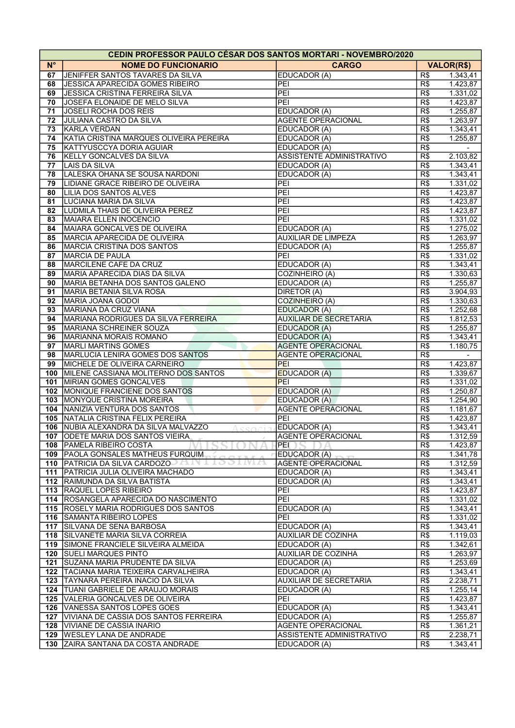| CEDIN PROFESSOR PAULO CÉSAR DOS SANTOS MORTARI - NOVEMBRO/2020 | | | | |
|---|---|---|---|---|
| N° | NOME DO FUNCIONARIO | CARGO | VALOR(R$) | |
| 67 | JENIFFER SANTOS TAVARES DA SILVA | EDUCADOR (A) | R$ | 1.343,41 |
| 68 | JESSICA APARECIDA GOMES RIBEIRO | PEI | R$ | 1.423,87 |
| 69 | JESSICA CRISTINA FERREIRA SILVA | PEI | R$ | 1.331,02 |
| 70 | JOSEFA ELONAIDE DE MELO SILVA | PEI | R$ | 1.423,87 |
| 71 | JOSELI ROCHA DOS REIS | EDUCADOR (A) | R$ | 1.255,87 |
| 72 | JULIANA CASTRO DA SILVA | AGENTE OPERACIONAL | R$ | 1.263,97 |
| 73 | KARLA VERDAN | EDUCADOR (A) | R$ | 1.343,41 |
| 74 | KATIA CRISTINA MARQUES OLIVEIRA PEREIRA | EDUCADOR (A) | R$ | 1.255,87 |
| 75 | KATTYUSCCYA DORIA AGUIAR | EDUCADOR (A) | R$ | - |
| 76 | KELLY GONCALVES DA SILVA | ASSISTENTE ADMINISTRATIVO | R$ | 2.103,82 |
| 77 | LAIS DA SILVA | EDUCADOR (A) | R$ | 1.343,41 |
| 78 | LALESKA OHANA SE SOUSA NARDONI | EDUCADOR (A) | R$ | 1.343,41 |
| 79 | LIDIANE GRACE RIBEIRO DE OLIVEIRA | PEI | R$ | 1.331,02 |
| 80 | LILIA DOS SANTOS ALVES | PEI | R$ | 1.423,87 |
| 81 | LUCIANA MARIA DA SILVA | PEI | R$ | 1.423,87 |
| 82 | LUDMILA THAIS DE OLIVEIRA PEREZ | PEI | R$ | 1.423,87 |
| 83 | MAIARA ELLEN INOCENCIO | PEI | R$ | 1.331,02 |
| 84 | MAIARA GONCALVES DE OLIVEIRA | EDUCADOR (A) | R$ | 1.275,02 |
| 85 | MARCIA APARECIDA DE OLIVEIRA | AUXILIAR DE LIMPEZA | R$ | 1.263,97 |
| 86 | MARCIA CRISTINA DOS SANTOS | EDUCADOR (A) | R$ | 1.255,87 |
| 87 | MARCIA DE PAULA | PEI | R$ | 1.331,02 |
| 88 | MARCILENE CAFE DA CRUZ | EDUCADOR (A) | R$ | 1.343,41 |
| 89 | MARIA APARECIDA DIAS DA SILVA | COZINHEIRO (A) | R$ | 1.330,63 |
| 90 | MARIA BETANHA DOS SANTOS GALENO | EDUCADOR (A) | R$ | 1.255,87 |
| 91 | MARIA BETANIA SILVA ROSA | DIRETOR (A) | R$ | 3.904,93 |
| 92 | MARIA JOANA GODOI | COZINHEIRO (A) | R$ | 1.330,63 |
| 93 | MARIANA DA CRUZ VIANA | EDUCADOR (A) | R$ | 1.252,68 |
| 94 | MARIANA RODRIGUES DA SILVA FERREIRA | AUXILIAR DE SECRETARIA | R$ | 1.812,53 |
| 95 | MARIANA SCHREINER SOUZA | EDUCADOR (A) | R$ | 1.255,87 |
| 96 | MARIANNA MORAIS ROMANO | EDUCADOR (A) | R$ | 1.343,41 |
| 97 | MARLI MARTINS GOMES | AGENTE OPERACIONAL | R$ | 1.180,75 |
| 98 | MARLUCIA LENIRA GOMES DOS SANTOS | AGENTE OPERACIONAL | R$ | - |
| 99 | MICHELE DE OLIVEIRA CARNEIRO | PEI | R$ | 1.423,87 |
| 100 | MILENE CASSIANA MOLITERNO DOS SANTOS | EDUCADOR (A) | R$ | 1.339,67 |
| 101 | MIRIAN GOMES GONCALVES | PEI | R$ | 1.331,02 |
| 102 | MONIQUE FRANCIENE DOS SANTOS | EDUCADOR (A) | R$ | 1.250,87 |
| 103 | MONYQUE CRISTINA MOREIRA | EDUCADOR (A) | R$ | 1.254,90 |
| 104 | NANIZIA VENTURA DOS SANTOS | AGENTE OPERACIONAL | R$ | 1.181,67 |
| 105 | NATALIA CRISTINA FELIX PEREIRA | PEI | R$ | 1.423,87 |
| 106 | NUBIA ALEXANDRA DA SILVA MALVAZZO | EDUCADOR (A) | R$ | 1.343,41 |
| 107 | ODETE MARIA DOS SANTOS VIEIRA | AGENTE OPERACIONAL | R$ | 1.312,59 |
| 108 | PAMELA RIBEIRO COSTA | PEI | R$ | 1.423,87 |
| 109 | PAOLA GONSALES MATHEUS FURQUIM | EDUCADOR (A) | R$ | 1.341,78 |
| 110 | PATRICIA DA SILVA CARDOZO | AGENTE OPERACIONAL | R$ | 1.312,59 |
| 111 | PATRICIA JULIA OLIVEIRA MACHADO | EDUCADOR (A) | R$ | 1.343,41 |
| 112 | RAIMUNDA DA SILVA BATISTA | EDUCADOR (A) | R$ | 1.343,41 |
| 113 | RAQUEL LOPES RIBEIRO | PEI | R$ | 1.423,87 |
| 114 | ROSANGELA APARECIDA DO NASCIMENTO | PEI | R$ | 1.331,02 |
| 115 | ROSELY MARIA RODRIGUES DOS SANTOS | EDUCADOR (A) | R$ | 1.343,41 |
| 116 | SAMANTA RIBEIRO LOPES | PEI | R$ | 1.331,02 |
| 117 | SILVANA DE SENA BARBOSA | EDUCADOR (A) | R$ | 1.343,41 |
| 118 | SILVANETE MARIA SILVA CORREIA | AUXILIAR DE COZINHA | R$ | 1.119,03 |
| 119 | SIMONE FRANCIELE SILVEIRA ALMEIDA | EDUCADOR (A) | R$ | 1.342,61 |
| 120 | SUELI MARQUES PINTO | AUXILIAR DE COZINHA | R$ | 1.263,97 |
| 121 | SUZANA MARIA PRUDENTE DA SILVA | EDUCADOR (A) | R$ | 1.253,69 |
| 122 | TACIANA MARIA TEIXEIRA CARVALHEIRA | EDUCADOR (A) | R$ | 1.343,41 |
| 123 | TAYNARA PEREIRA INACIO DA SILVA | AUXILIAR DE SECRETARIA | R$ | 2.238,71 |
| 124 | TUANI GABRIELE DE ARAUJO MORAIS | EDUCADOR (A) | R$ | 1.255,14 |
| 125 | VALERIA GONCALVES DE OLIVEIRA | PEI | R$ | 1.423,87 |
| 126 | VANESSA SANTOS LOPES GOES | EDUCADOR (A) | R$ | 1.343,41 |
| 127 | VIVIANA DE CASSIA DOS SANTOS FERREIRA | EDUCADOR (A) | R$ | 1.255,87 |
| 128 | VIVIANE DE CASSIA INARIO | AGENTE OPERACIONAL | R$ | 1.361,21 |
| 129 | WESLEY LANA DE ANDRADE | ASSISTENTE ADMINISTRATIVO | R$ | 2.238,71 |
| 130 | ZAIRA SANTANA DA COSTA ANDRADE | EDUCADOR (A) | R$ | 1.343,41 |